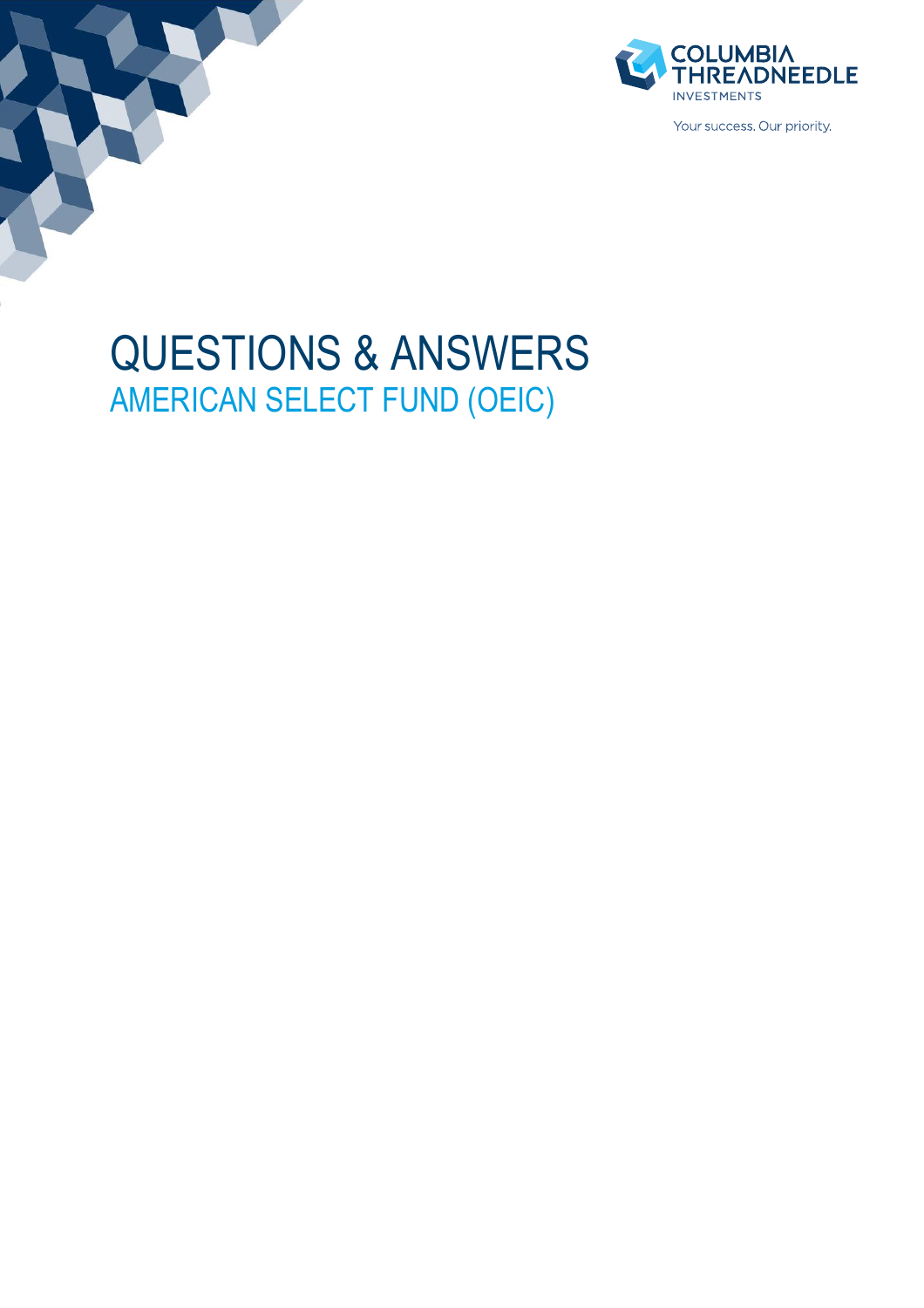COLUMBIA THREADNEEDLE INVESTMENTS

Your success. Our priority.

# QUESTIONS & ANSWERS

## AMERICAN SELECT FUND (OEIC)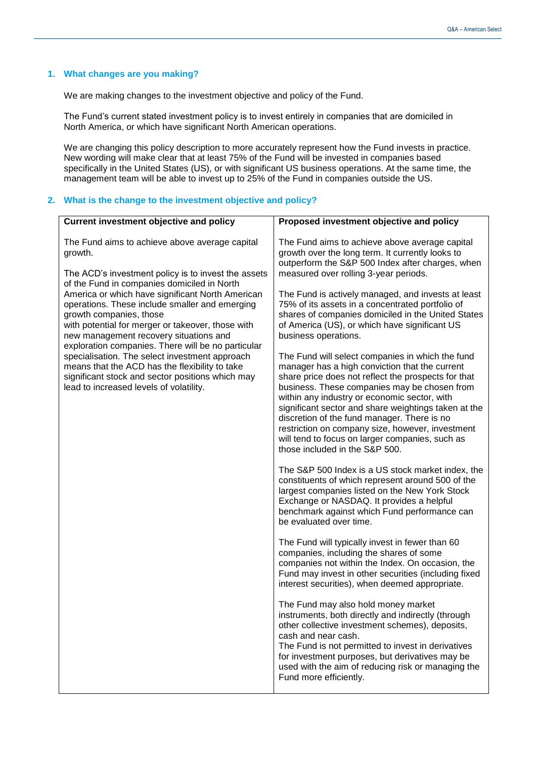## 1. What changes are you making?

We are making changes to the investment objective and policy of the Fund.

The Fund's current stated investment policy is to invest entirely in companies that are domiciled in North America, or which have significant North American operations.

We are changing this policy description to more accurately represent how the Fund invests in practice. New wording will make clear that at least 75% of the Fund will be invested in companies based specifically in the United States (US), or with significant US business operations. At the same time, the management team will be able to invest up to 25% of the Fund in companies outside the US.

## 2. What is the change to the investment objective and policy?

| Current investment objective and policy | Proposed investment objective and policy |
| --- | --- |
| The Fund aims to achieve above average capital growth.<br><br>The ACD's investment policy is to invest the assets of the Fund in companies domiciled in North America or which have significant North American operations. These include smaller and emerging growth companies, those with potential for merger or takeover, those with new management recovery situations and exploration companies. There will be no particular specialisation. The select investment approach means that the ACD has the flexibility to take significant stock and sector positions which may lead to increased levels of volatility. | The Fund aims to achieve above average capital growth over the long term. It currently looks to outperform the S&P 500 Index after charges, when measured over rolling 3-year periods.<br><br>The Fund is actively managed, and invests at least 75% of its assets in a concentrated portfolio of shares of companies domiciled in the United States of America (US), or which have significant US business operations.<br><br>The Fund will select companies in which the fund manager has a high conviction that the current share price does not reflect the prospects for that business. These companies may be chosen from within any industry or economic sector, with significant sector and share weightings taken at the discretion of the fund manager. There is no restriction on company size, however, investment will tend to focus on larger companies, such as those included in the S&P 500.<br><br>The S&P 500 Index is a US stock market index, the constituents of which represent around 500 of the largest companies listed on the New York Stock Exchange or NASDAQ. It provides a helpful benchmark against which Fund performance can be evaluated over time.<br><br>The Fund will typically invest in fewer than 60 companies, including the shares of some companies not within the Index. On occasion, the Fund may invest in other securities (including fixed interest securities), when deemed appropriate.<br><br>The Fund may also hold money market instruments, both directly and indirectly (through other collective investment schemes), deposits, cash and near cash.<br>The Fund is not permitted to invest in derivatives for investment purposes, but derivatives may be used with the aim of reducing risk or managing the Fund more efficiently. |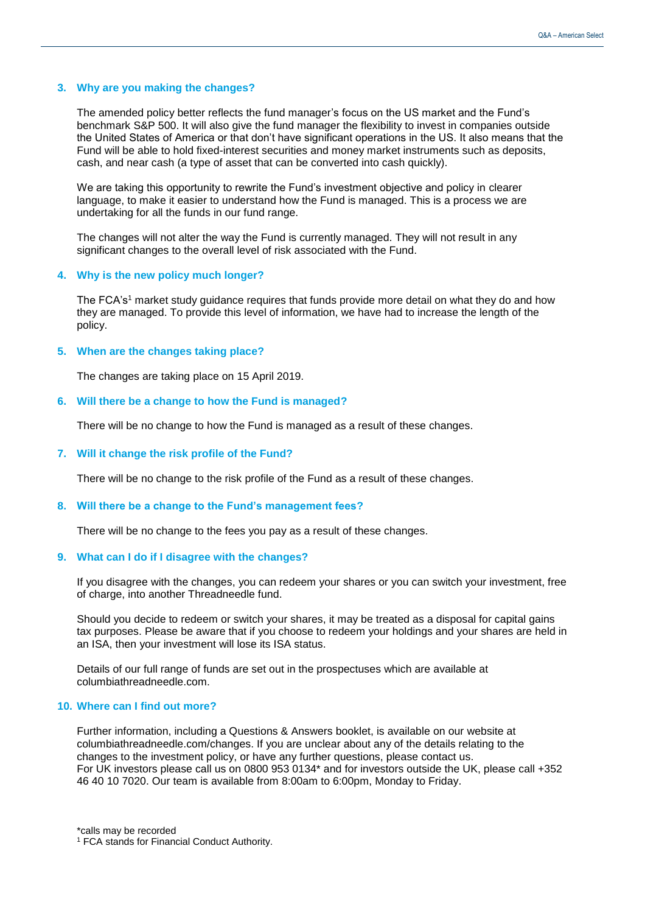### 3. Why are you making the changes?

The amended policy better reflects the fund manager's focus on the US market and the Fund's benchmark S&P 500. It will also give the fund manager the flexibility to invest in companies outside the United States of America or that don't have significant operations in the US. It also means that the Fund will be able to hold fixed-interest securities and money market instruments such as deposits, cash, and near cash (a type of asset that can be converted into cash quickly).

We are taking this opportunity to rewrite the Fund's investment objective and policy in clearer language, to make it easier to understand how the Fund is managed. This is a process we are undertaking for all the funds in our fund range.

The changes will not alter the way the Fund is currently managed. They will not result in any significant changes to the overall level of risk associated with the Fund.

### 4. Why is the new policy much longer?

The FCA's[1] market study guidance requires that funds provide more detail on what they do and how they are managed. To provide this level of information, we have had to increase the length of the policy.

### 5. When are the changes taking place?

The changes are taking place on 15 April 2019.

### 6. Will there be a change to how the Fund is managed?

There will be no change to how the Fund is managed as a result of these changes.

### 7. Will it change the risk profile of the Fund?

There will be no change to the risk profile of the Fund as a result of these changes.

### 8. Will there be a change to the Fund's management fees?

There will be no change to the fees you pay as a result of these changes.

### 9. What can I do if I disagree with the changes?

If you disagree with the changes, you can redeem your shares or you can switch your investment, free of charge, into another Threadneedle fund.

Should you decide to redeem or switch your shares, it may be treated as a disposal for capital gains tax purposes. Please be aware that if you choose to redeem your holdings and your shares are held in an ISA, then your investment will lose its ISA status.

Details of our full range of funds are set out in the prospectuses which are available at columbiathreadneedle.com.

### 10. Where can I find out more?

Further information, including a Questions & Answers booklet, is available on our website at columbiathreadneedle.com/changes. If you are unclear about any of the details relating to the changes to the investment policy, or have any further questions, please contact us. For UK investors please call us on 0800 953 0134* and for investors outside the UK, please call +352 46 40 10 7020. Our team is available from 8:00am to 6:00pm, Monday to Friday.

*calls may be recorded

[1] FCA stands for Financial Conduct Authority.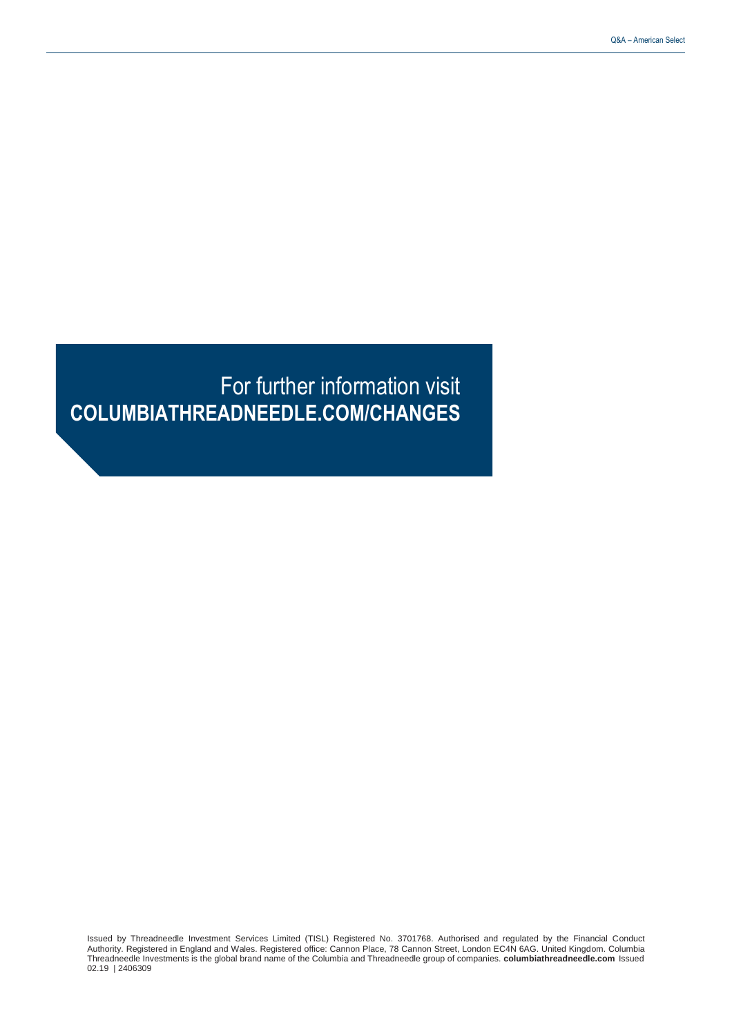For further information visit
**COLUMBIATHREADNEEDLE.COM/CHANGES**

Issued by Threadneedle Investment Services Limited (TISL) Registered No. 3701768. Authorised and regulated by the Financial Conduct Authority. Registered in England and Wales. Registered office: Cannon Place, 78 Cannon Street, London EC4N 6AG. United Kingdom. Columbia Threadneedle Investments is the global brand name of the Columbia and Threadneedle group of companies. **columbiathreadneedle.com** Issued 02.19 | 2406309